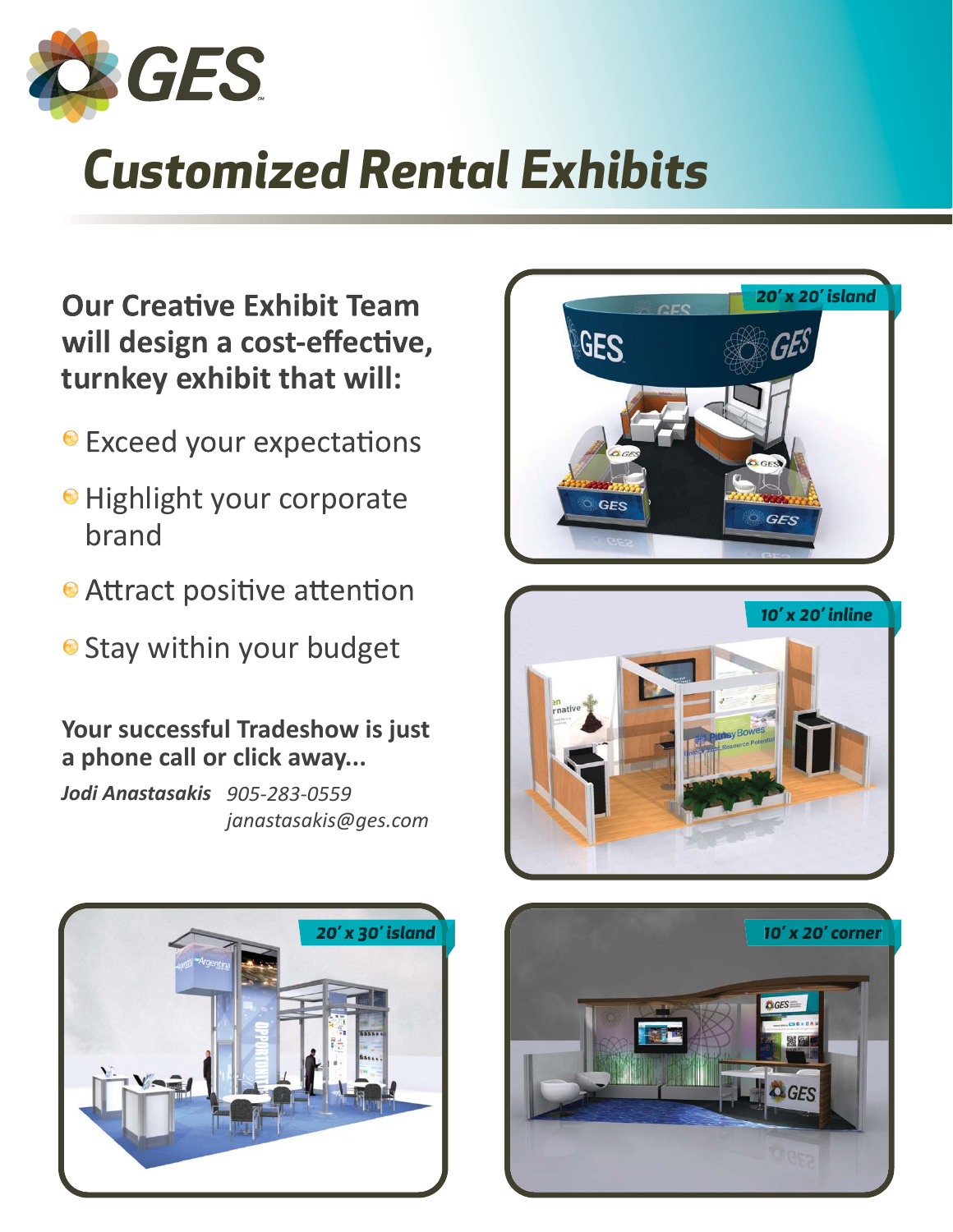# GES

## Customized Rental Exhibits

**Our Creative Exhibit Team will design a cost-effective, turnkey exhibit that will:**

- Exceed your expectations
- Highlight your corporate brand
- Attract positive attention
- Stay within your budget

**Your successful Tradeshow is just a phone call or click away...**

***Jodi Anastasakis*** *905-283-0559*
*janastasakis@ges.com*

*20' x 20' island*

*10' x 20' inline*

*20' x 30' island*

*10' x 20' corner*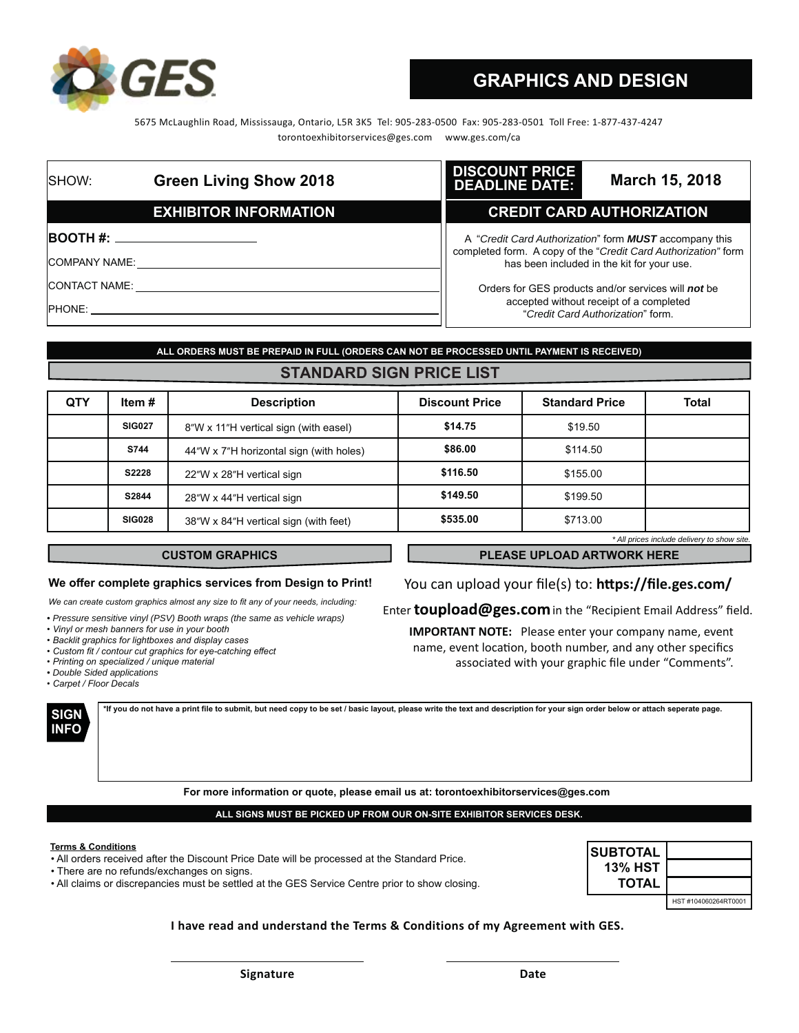GES

# GRAPHICS AND DESIGN

5675 McLaughlin Road, Mississauga, Ontario, L5R 3K5 Tel: 905-283-0500 Fax: 905-283-0501 Toll Free: 1-877-437-4247
torontoexhibitorservices@ges.com www.ges.com/ca

SHOW: **Green Living Show 2018**

**DISCOUNT PRICE DEADLINE DATE:** **March 15, 2018**

## EXHIBITOR INFORMATION

**BOOTH #:** ____________________

COMPANY NAME: ____________________

CONTACT NAME: ____________________

PHONE: ____________________

## CREDIT CARD AUTHORIZATION

A "*Credit Card Authorization*" form ***MUST*** accompany this completed form. A copy of the "*Credit Card Authorization*" form has been included in the kit for your use.

Orders for GES products and/or services will ***not*** be accepted without receipt of a completed "*Credit Card Authorization*" form.

**ALL ORDERS MUST BE PREPAID IN FULL (ORDERS CAN NOT BE PROCESSED UNTIL PAYMENT IS RECEIVED)**

## STANDARD SIGN PRICE LIST

| QTY | Item # | Description | Discount Price | Standard Price | Total |
|---|---|---|---|---|---|
| | **SIG027** | 8″W x 11″H vertical sign (with easel) | **$14.75** | $19.50 | |
| | **S744** | 44″W x 7″H horizontal sign (with holes) | **$86.00** | $114.50 | |
| | **S2228** | 22″W x 28″H vertical sign | **$116.50** | $155.00 | |
| | **S2844** | 28″W x 44″H vertical sign | **$149.50** | $199.50 | |
| | **SIG028** | 38″W x 84″H vertical sign (with feet) | **$535.00** | $713.00 | |

*\* All prices include delivery to show site.*

## CUSTOM GRAPHICS

**We offer complete graphics services from Design to Print!**

*We can create custom graphics almost any size to fit any of your needs, including:*

- *Pressure sensitive vinyl (PSV) Booth wraps (the same as vehicle wraps)*
- *Vinyl or mesh banners for use in your booth*
- *Backlit graphics for lightboxes and display cases*
- *Custom fit / contour cut graphics for eye-catching effect*
- *Printing on specialized / unique material*
- *Double Sided applications*
- *Carpet / Floor Decals*

## PLEASE UPLOAD ARTWORK HERE

You can upload your file(s) to: **https://file.ges.com/**

Enter **toupload@ges.com** in the "Recipient Email Address" field.

**IMPORTANT NOTE:** Please enter your company name, event name, event location, booth number, and any other specifics associated with your graphic file under "Comments".

**SIGN INFO**

**\*If you do not have a print file to submit, but need copy to be set / basic layout, please write the text and description for your sign order below or attach seperate page.**

**For more information or quote, please email us at: torontoexhibitorservices@ges.com**

**ALL SIGNS MUST BE PICKED UP FROM OUR ON-SITE EXHIBITOR SERVICES DESK.**

**Terms & Conditions**

- All orders received after the Discount Price Date will be processed at the Standard Price.
- There are no refunds/exchanges on signs.
- All claims or discrepancies must be settled at the GES Service Centre prior to show closing.

| | |
|---|---|
| **SUBTOTAL** | |
| **13% HST** | |
| **TOTAL** | |

HST #104060264RT0001

**I have read and understand the Terms & Conditions of my Agreement with GES.**

**Signature** ____________________ **Date** ____________________